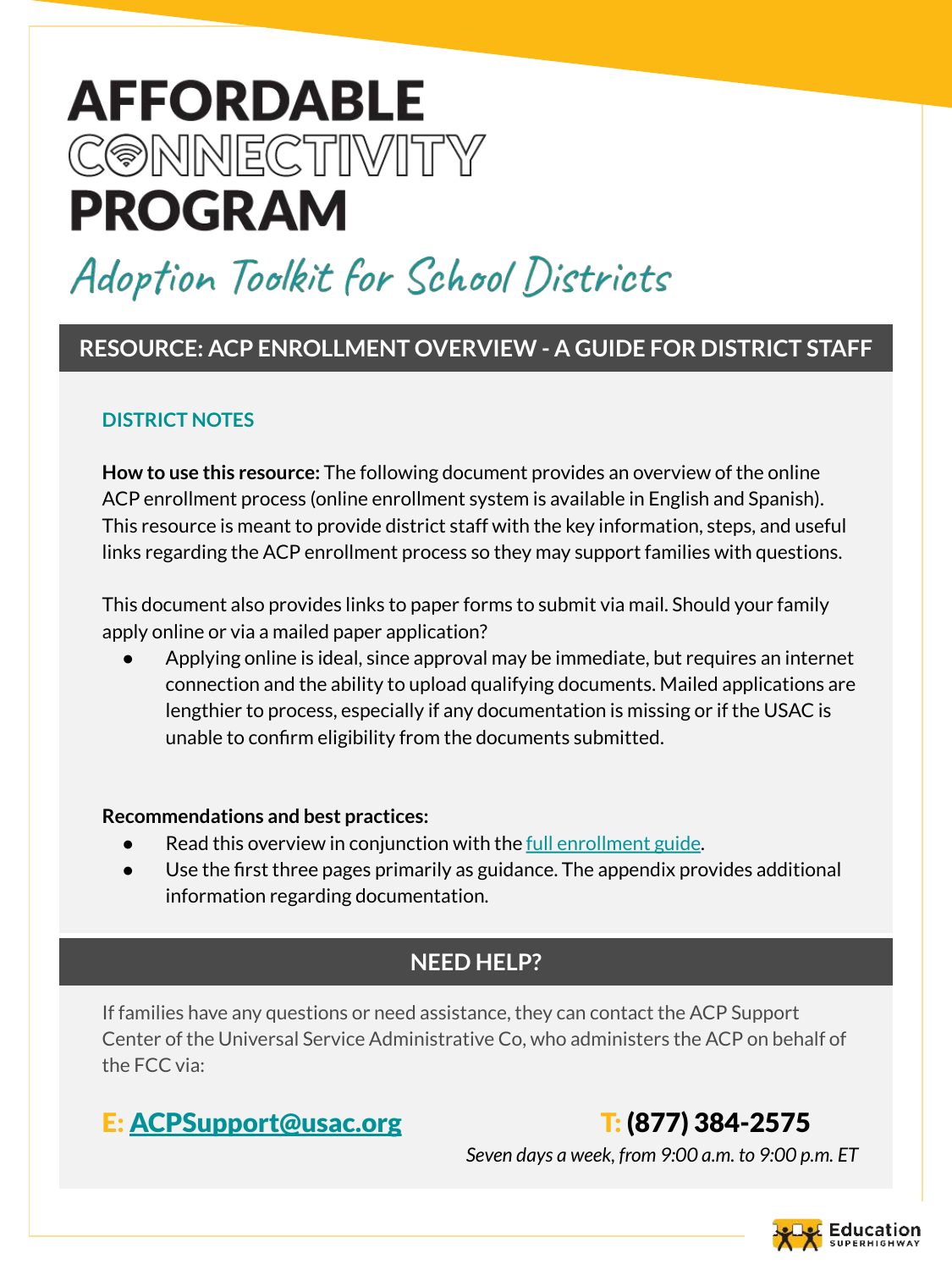# AFFORDABLE CONNECTIVITY PROGRAM

## Adoption Toolkit for School Districts

## RESOURCE: ACP ENROLLMENT OVERVIEW - A GUIDE FOR DISTRICT STAFF

### DISTRICT NOTES

**How to use this resource:** The following document provides an overview of the online ACP enrollment process (online enrollment system is available in English and Spanish). This resource is meant to provide district staff with the key information, steps, and useful links regarding the ACP enrollment process so they may support families with questions.

This document also provides links to paper forms to submit via mail. Should your family apply online or via a mailed paper application?

- Applying online is ideal, since approval may be immediate, but requires an internet connection and the ability to upload qualifying documents. Mailed applications are lengthier to process, especially if any documentation is missing or if the USAC is unable to confirm eligibility from the documents submitted.

**Recommendations and best practices:**

- Read this overview in conjunction with the [full enrollment guide](#).
- Use the first three pages primarily as guidance. The appendix provides additional information regarding documentation.

## NEED HELP?

If families have any questions or need assistance, they can contact the ACP Support Center of the Universal Service Administrative Co, who administers the ACP on behalf of the FCC via:

**E: ACPSupport@usac.org**

**T: (877) 384-2575**

*Seven days a week, from 9:00 a.m. to 9:00 p.m. ET*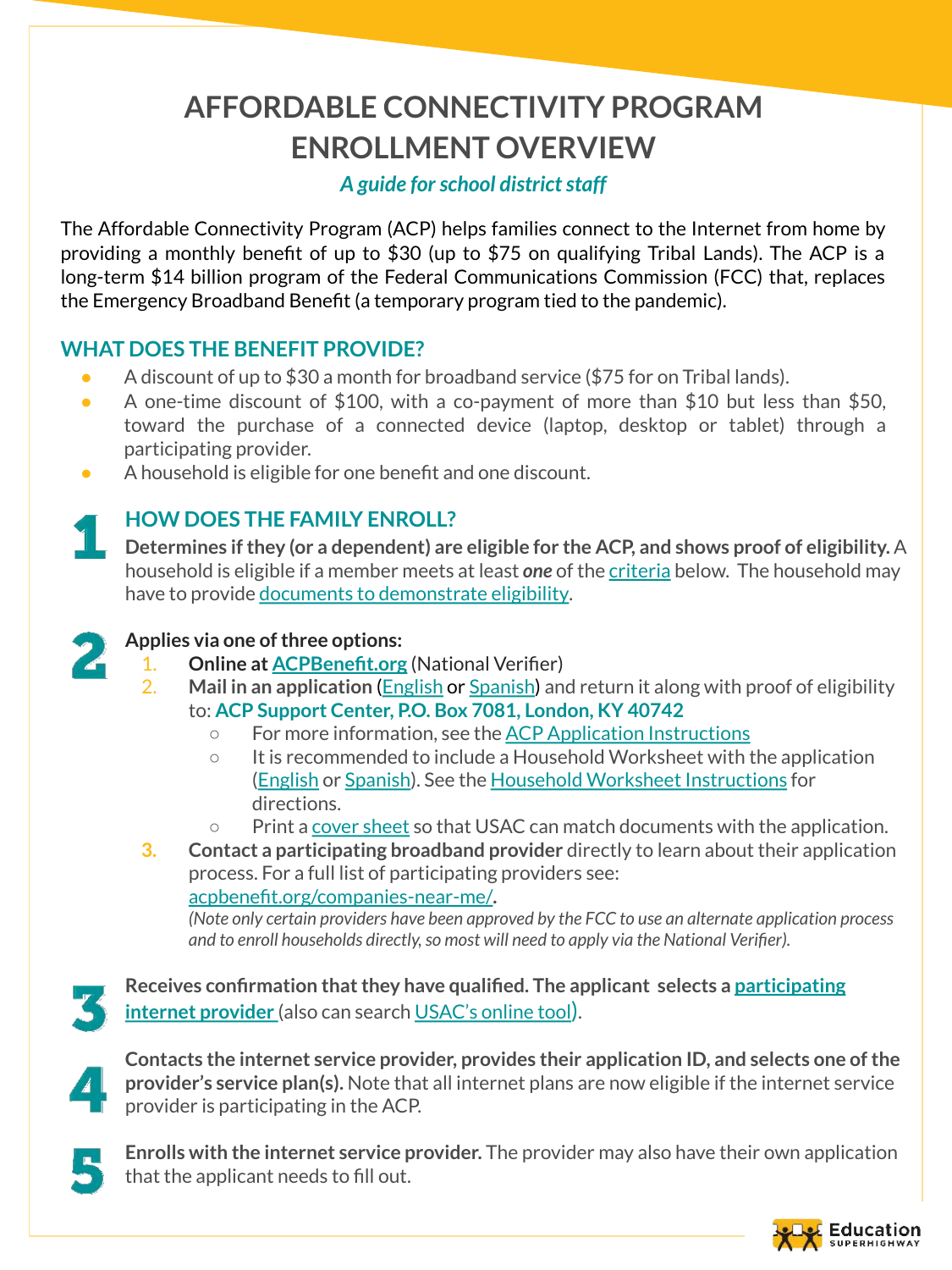# AFFORDABLE CONNECTIVITY PROGRAM ENROLLMENT OVERVIEW

***A guide for school district staff***

The Affordable Connectivity Program (ACP) helps families connect to the Internet from home by providing a monthly benefit of up to $30 (up to $75 on qualifying Tribal Lands). The ACP is a long-term $14 billion program of the Federal Communications Commission (FCC) that, replaces the Emergency Broadband Benefit (a temporary program tied to the pandemic).

## WHAT DOES THE BENEFIT PROVIDE?

- A discount of up to $30 a month for broadband service ($75 for on Tribal lands).
- A one-time discount of $100, with a co-payment of more than $10 but less than $50, toward the purchase of a connected device (laptop, desktop or tablet) through a participating provider.
- A household is eligible for one benefit and one discount.

## HOW DOES THE FAMILY ENROLL?

**1** **Determines if they (or a dependent) are eligible for the ACP, and shows proof of eligibility.** A household is eligible if a member meets at least ***one*** of the criteria below. The household may have to provide documents to demonstrate eligibility.

**2** **Applies via one of three options:**

1. **Online at ACPBenefit.org** (National Verifier)
2. **Mail in an application** (English or Spanish) and return it along with proof of eligibility to: **ACP Support Center, P.O. Box 7081, London, KY 40742**
   - For more information, see the ACP Application Instructions
   - It is recommended to include a Household Worksheet with the application (English or Spanish). See the Household Worksheet Instructions for directions.
   - Print a cover sheet so that USAC can match documents with the application.
3. **Contact a participating broadband provider** directly to learn about their application process. For a full list of participating providers see: acpbenefit.org/companies-near-me/.
   *(Note only certain providers have been approved by the FCC to use an alternate application process and to enroll households directly, so most will need to apply via the National Verifier).*

**3** **Receives confirmation that they have qualified. The applicant selects a participating internet provider** (also can search USAC's online tool).

**4** **Contacts the internet service provider, provides their application ID, and selects one of the provider's service plan(s).** Note that all internet plans are now eligible if the internet service provider is participating in the ACP.

**5** **Enrolls with the internet service provider.** The provider may also have their own application that the applicant needs to fill out.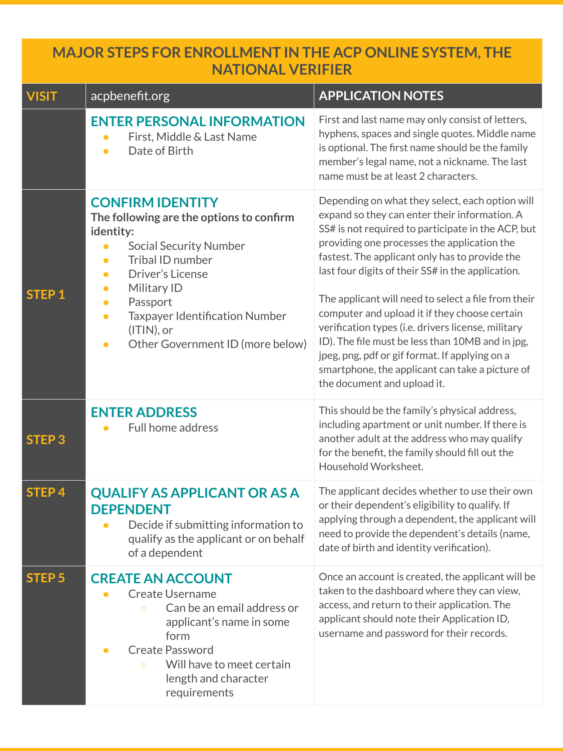# MAJOR STEPS FOR ENROLLMENT IN THE ACP ONLINE SYSTEM, THE NATIONAL VERIFIER

| VISIT | acpbenefit.org | APPLICATION NOTES |
|---|---|---|
| | **ENTER PERSONAL INFORMATION**<br>• First, Middle & Last Name<br>• Date of Birth | First and last name may only consist of letters, hyphens, spaces and single quotes. Middle name is optional. The first name should be the family member's legal name, not a nickname. The last name must be at least 2 characters. |
| **STEP 1** | **CONFIRM IDENTITY**<br>**The following are the options to confirm identity:**<br>• Social Security Number<br>• Tribal ID number<br>• Driver's License<br>• Military ID<br>• Passport<br>• Taxpayer Identification Number (ITIN), or<br>• Other Government ID (more below) | Depending on what they select, each option will expand so they can enter their information. A SS# is not required to participate in the ACP, but providing one processes the application the fastest. The applicant only has to provide the last four digits of their SS# in the application.<br><br>The applicant will need to select a file from their computer and upload it if they choose certain verification types (i.e. drivers license, military ID). The file must be less than 10MB and in jpg, jpeg, png, pdf or gif format. If applying on a smartphone, the applicant can take a picture of the document and upload it. |
| **STEP 3** | **ENTER ADDRESS**<br>• Full home address | This should be the family's physical address, including apartment or unit number. If there is another adult at the address who may qualify for the benefit, the family should fill out the Household Worksheet. |
| **STEP 4** | **QUALIFY AS APPLICANT OR AS A DEPENDENT**<br>• Decide if submitting information to qualify as the applicant or on behalf of a dependent | The applicant decides whether to use their own or their dependent's eligibility to qualify. If applying through a dependent, the applicant will need to provide the dependent's details (name, date of birth and identity verification). |
| **STEP 5** | **CREATE AN ACCOUNT**<br>• Create Username<br>&nbsp;&nbsp;&nbsp;&nbsp;○ Can be an email address or applicant's name in some form<br>• Create Password<br>&nbsp;&nbsp;&nbsp;&nbsp;○ Will have to meet certain length and character requirements | Once an account is created, the applicant will be taken to the dashboard where they can view, access, and return to their application. The applicant should note their Application ID, username and password for their records. |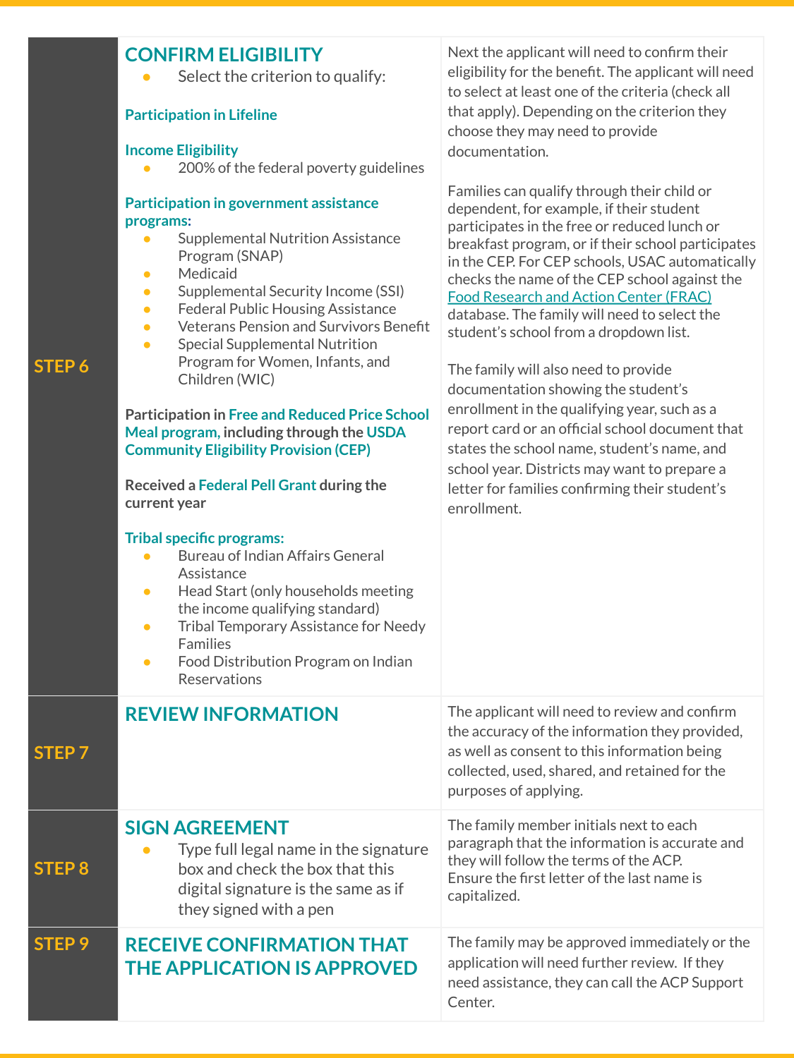| Step | Action | Description |
| --- | --- | --- |
| **STEP 6** | **CONFIRM ELIGIBILITY**<br>• Select the criterion to qualify:<br><br>**Participation in Lifeline**<br><br>**Income Eligibility**<br>• 200% of the federal poverty guidelines<br><br>**Participation in government assistance programs:**<br>• Supplemental Nutrition Assistance Program (SNAP)<br>• Medicaid<br>• Supplemental Security Income (SSI)<br>• Federal Public Housing Assistance<br>• Veterans Pension and Survivors Benefit<br>• Special Supplemental Nutrition Program for Women, Infants, and Children (WIC)<br><br>**Participation in Free and Reduced Price School Meal program, including through the USDA Community Eligibility Provision (CEP)**<br><br>**Received a Federal Pell Grant during the current year**<br><br>**Tribal specific programs:**<br>• Bureau of Indian Affairs General Assistance<br>• Head Start (only households meeting the income qualifying standard)<br>• Tribal Temporary Assistance for Needy Families<br>• Food Distribution Program on Indian Reservations | Next the applicant will need to confirm their eligibility for the benefit. The applicant will need to select at least one of the criteria (check all that apply). Depending on the criterion they choose they may need to provide documentation.<br><br>Families can qualify through their child or dependent, for example, if their student participates in the free or reduced lunch or breakfast program, or if their school participates in the CEP. For CEP schools, USAC automatically checks the name of the CEP school against the Food Research and Action Center (FRAC) database. The family will need to select the student's school from a dropdown list.<br><br>The family will also need to provide documentation showing the student's enrollment in the qualifying year, such as a report card or an official school document that states the school name, student's name, and school year. Districts may want to prepare a letter for families confirming their student's enrollment. |
| **STEP 7** | **REVIEW INFORMATION** | The applicant will need to review and confirm the accuracy of the information they provided, as well as consent to this information being collected, used, shared, and retained for the purposes of applying. |
| **STEP 8** | **SIGN AGREEMENT**<br>• Type full legal name in the signature box and check the box that this digital signature is the same as if they signed with a pen | The family member initials next to each paragraph that the information is accurate and they will follow the terms of the ACP. Ensure the first letter of the last name is capitalized. |
| **STEP 9** | **RECEIVE CONFIRMATION THAT THE APPLICATION IS APPROVED** | The family may be approved immediately or the application will need further review. If they need assistance, they can call the ACP Support Center. |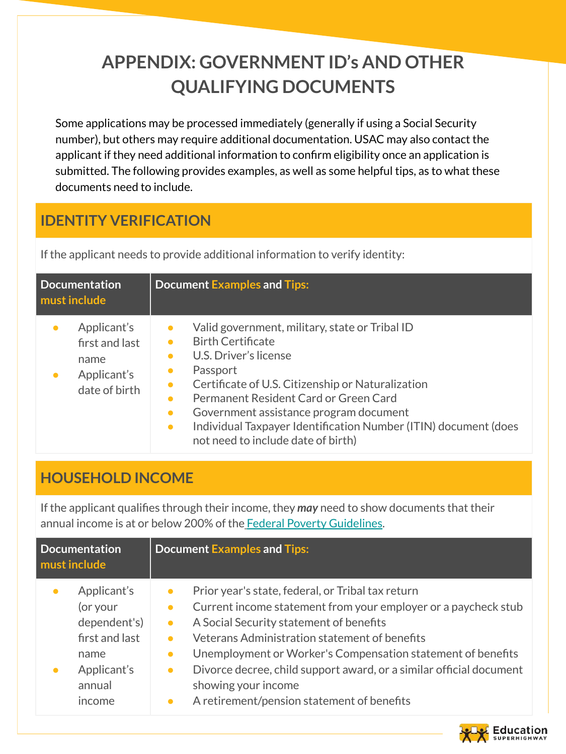# APPENDIX: GOVERNMENT ID's AND OTHER QUALIFYING DOCUMENTS

Some applications may be processed immediately (generally if using a Social Security number), but others may require additional documentation. USAC may also contact the applicant if they need additional information to confirm eligibility once an application is submitted. The following provides examples, as well as some helpful tips, as to what these documents need to include.

## IDENTITY VERIFICATION

If the applicant needs to provide additional information to verify identity:

| Documentation must include | Document Examples and Tips: |
|---|---|
| • Applicant's first and last name<br>• Applicant's date of birth | • Valid government, military, state or Tribal ID<br>• Birth Certificate<br>• U.S. Driver's license<br>• Passport<br>• Certificate of U.S. Citizenship or Naturalization<br>• Permanent Resident Card or Green Card<br>• Government assistance program document<br>• Individual Taxpayer Identification Number (ITIN) document (does not need to include date of birth) |

## HOUSEHOLD INCOME

If the applicant qualifies through their income, they ***may*** need to show documents that their annual income is at or below 200% of the Federal Poverty Guidelines.

| Documentation must include | Document Examples and Tips: |
|---|---|
| • Applicant's (or your dependent's) first and last name<br>• Applicant's annual income | • Prior year's state, federal, or Tribal tax return<br>• Current income statement from your employer or a paycheck stub<br>• A Social Security statement of benefits<br>• Veterans Administration statement of benefits<br>• Unemployment or Worker's Compensation statement of benefits<br>• Divorce decree, child support award, or a similar official document showing your income<br>• A retirement/pension statement of benefits |